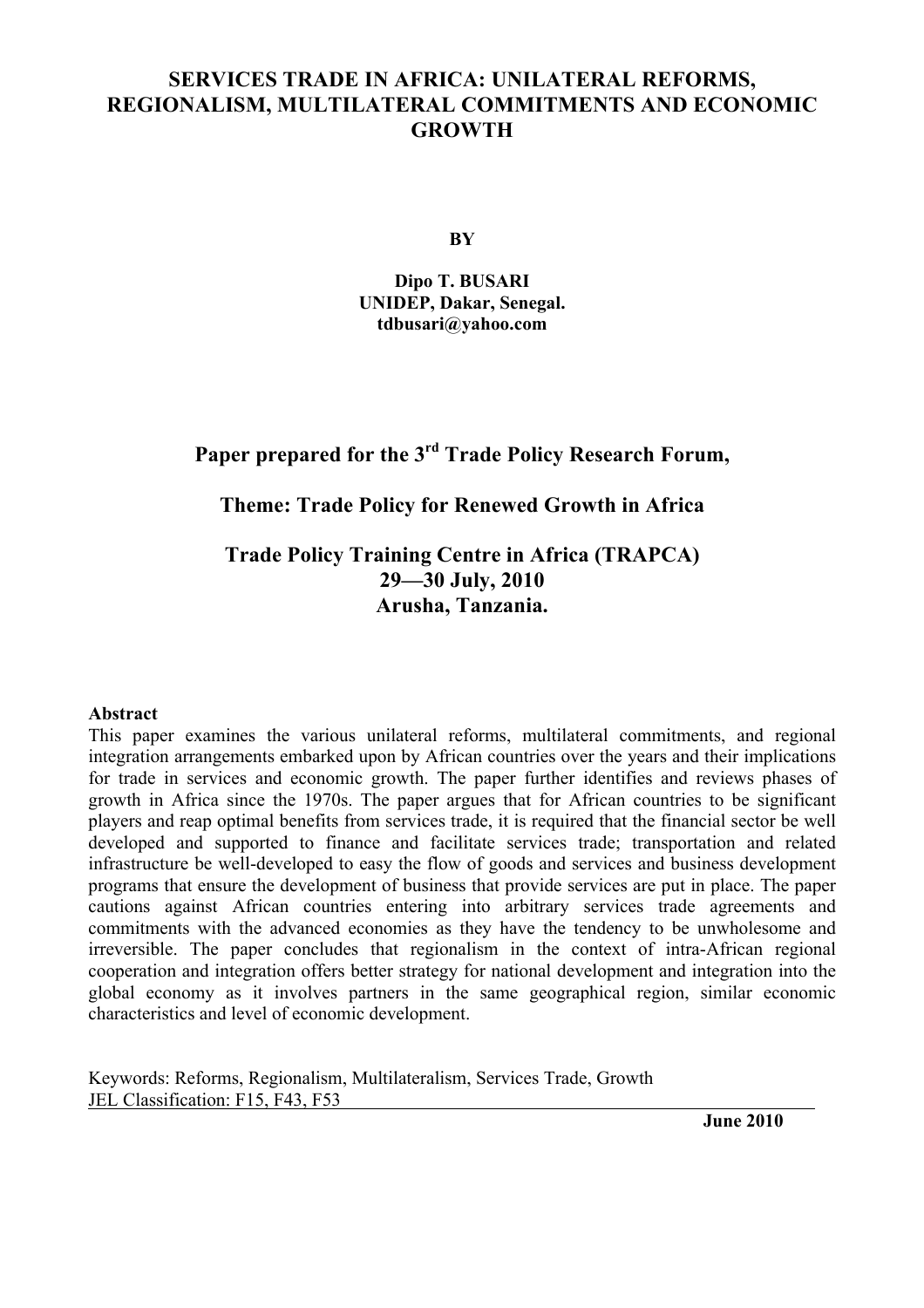# SERVICES TRADE IN AFRICA: UNILATERAL REFORMS, REGIONALISM, MULTILATERAL COMMITMENTS AND ECONOMIC GROWTH

**BY**

**Dipo T. BUSARI**
**UNIDEP, Dakar, Senegal.**
**tdbusari@yahoo.com**

## Paper prepared for the 3rd Trade Policy Research Forum,

## Theme: Trade Policy for Renewed Growth in Africa

## Trade Policy Training Centre in Africa (TRAPCA)
## 29—30 July, 2010
## Arusha, Tanzania.

**Abstract**

This paper examines the various unilateral reforms, multilateral commitments, and regional integration arrangements embarked upon by African countries over the years and their implications for trade in services and economic growth. The paper further identifies and reviews phases of growth in Africa since the 1970s. The paper argues that for African countries to be significant players and reap optimal benefits from services trade, it is required that the financial sector be well developed and supported to finance and facilitate services trade; transportation and related infrastructure be well-developed to easy the flow of goods and services and business development programs that ensure the development of business that provide services are put in place. The paper cautions against African countries entering into arbitrary services trade agreements and commitments with the advanced economies as they have the tendency to be unwholesome and irreversible. The paper concludes that regionalism in the context of intra-African regional cooperation and integration offers better strategy for national development and integration into the global economy as it involves partners in the same geographical region, similar economic characteristics and level of economic development.

Keywords: Reforms, Regionalism, Multilateralism, Services Trade, Growth
JEL Classification: F15, F43, F53

**June 2010**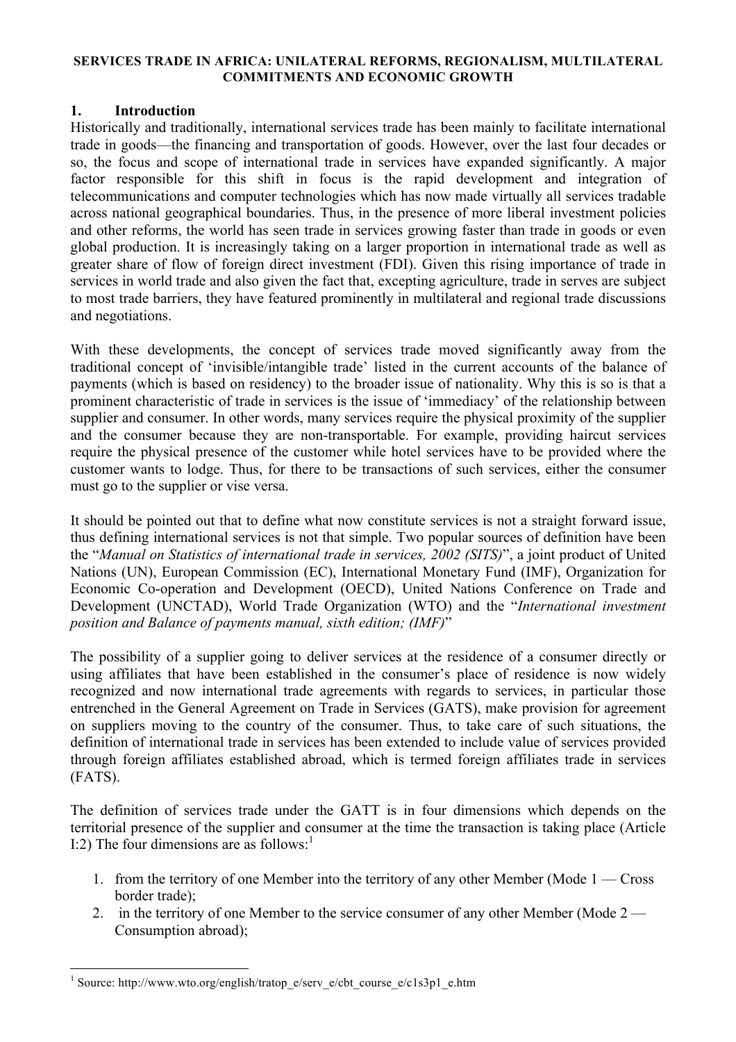**SERVICES TRADE IN AFRICA: UNILATERAL REFORMS, REGIONALISM, MULTILATERAL COMMITMENTS AND ECONOMIC GROWTH**

## 1. Introduction

Historically and traditionally, international services trade has been mainly to facilitate international trade in goods—the financing and transportation of goods. However, over the last four decades or so, the focus and scope of international trade in services have expanded significantly. A major factor responsible for this shift in focus is the rapid development and integration of telecommunications and computer technologies which has now made virtually all services tradable across national geographical boundaries. Thus, in the presence of more liberal investment policies and other reforms, the world has seen trade in services growing faster than trade in goods or even global production. It is increasingly taking on a larger proportion in international trade as well as greater share of flow of foreign direct investment (FDI). Given this rising importance of trade in services in world trade and also given the fact that, excepting agriculture, trade in serves are subject to most trade barriers, they have featured prominently in multilateral and regional trade discussions and negotiations.

With these developments, the concept of services trade moved significantly away from the traditional concept of 'invisible/intangible trade' listed in the current accounts of the balance of payments (which is based on residency) to the broader issue of nationality. Why this is so is that a prominent characteristic of trade in services is the issue of 'immediacy' of the relationship between supplier and consumer. In other words, many services require the physical proximity of the supplier and the consumer because they are non-transportable. For example, providing haircut services require the physical presence of the customer while hotel services have to be provided where the customer wants to lodge. Thus, for there to be transactions of such services, either the consumer must go to the supplier or vise versa.

It should be pointed out that to define what now constitute services is not a straight forward issue, thus defining international services is not that simple. Two popular sources of definition have been the "*Manual on Statistics of international trade in services, 2002 (SITS)*", a joint product of United Nations (UN), European Commission (EC), International Monetary Fund (IMF), Organization for Economic Co-operation and Development (OECD), United Nations Conference on Trade and Development (UNCTAD), World Trade Organization (WTO) and the "*International investment position and Balance of payments manual, sixth edition; (IMF)*"

The possibility of a supplier going to deliver services at the residence of a consumer directly or using affiliates that have been established in the consumer's place of residence is now widely recognized and now international trade agreements with regards to services, in particular those entrenched in the General Agreement on Trade in Services (GATS), make provision for agreement on suppliers moving to the country of the consumer. Thus, to take care of such situations, the definition of international trade in services has been extended to include value of services provided through foreign affiliates established abroad, which is termed foreign affiliates trade in services (FATS).

The definition of services trade under the GATT is in four dimensions which depends on the territorial presence of the supplier and consumer at the time the transaction is taking place (Article I:2) The four dimensions are as follows:[1]

1. from the territory of one Member into the territory of any other Member (Mode 1 — Cross border trade);
2. in the territory of one Member to the service consumer of any other Member (Mode 2 — Consumption abroad);

---

[1] Source: http://www.wto.org/english/tratop_e/serv_e/cbt_course_e/c1s3p1_e.htm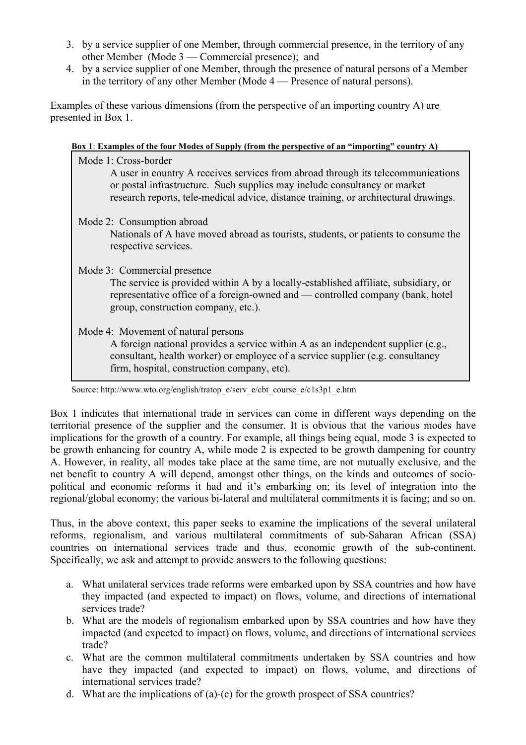3. by a service supplier of one Member, through commercial presence, in the territory of any other Member (Mode 3 — Commercial presence); and
4. by a service supplier of one Member, through the presence of natural persons of a Member in the territory of any other Member (Mode 4 — Presence of natural persons).

Examples of these various dimensions (from the perspective of an importing country A) are presented in Box 1.

**Box 1**: **Examples of the four Modes of Supply (from the perspective of an "importing" country A)**

Mode 1: Cross-border

A user in country A receives services from abroad through its telecommunications or postal infrastructure. Such supplies may include consultancy or market research reports, tele-medical advice, distance training, or architectural drawings.

Mode 2: Consumption abroad

Nationals of A have moved abroad as tourists, students, or patients to consume the respective services.

Mode 3: Commercial presence

The service is provided within A by a locally-established affiliate, subsidiary, or representative office of a foreign-owned and — controlled company (bank, hotel group, construction company, etc.).

Mode 4: Movement of natural persons

A foreign national provides a service within A as an independent supplier (e.g., consultant, health worker) or employee of a service supplier (e.g. consultancy firm, hospital, construction company, etc).

Source: http://www.wto.org/english/tratop_e/serv_e/cbt_course_e/c1s3p1_e.htm

Box 1 indicates that international trade in services can come in different ways depending on the territorial presence of the supplier and the consumer. It is obvious that the various modes have implications for the growth of a country. For example, all things being equal, mode 3 is expected to be growth enhancing for country A, while mode 2 is expected to be growth dampening for country A. However, in reality, all modes take place at the same time, are not mutually exclusive, and the net benefit to country A will depend, amongst other things, on the kinds and outcomes of socio-political and economic reforms it had and it's embarking on; its level of integration into the regional/global economy; the various bi-lateral and multilateral commitments it is facing; and so on.

Thus, in the above context, this paper seeks to examine the implications of the several unilateral reforms, regionalism, and various multilateral commitments of sub-Saharan African (SSA) countries on international services trade and thus, economic growth of the sub-continent. Specifically, we ask and attempt to provide answers to the following questions:

a. What unilateral services trade reforms were embarked upon by SSA countries and how have they impacted (and expected to impact) on flows, volume, and directions of international services trade?
b. What are the models of regionalism embarked upon by SSA countries and how have they impacted (and expected to impact) on flows, volume, and directions of international services trade?
c. What are the common multilateral commitments undertaken by SSA countries and how have they impacted (and expected to impact) on flows, volume, and directions of international services trade?
d. What are the implications of (a)-(c) for the growth prospect of SSA countries?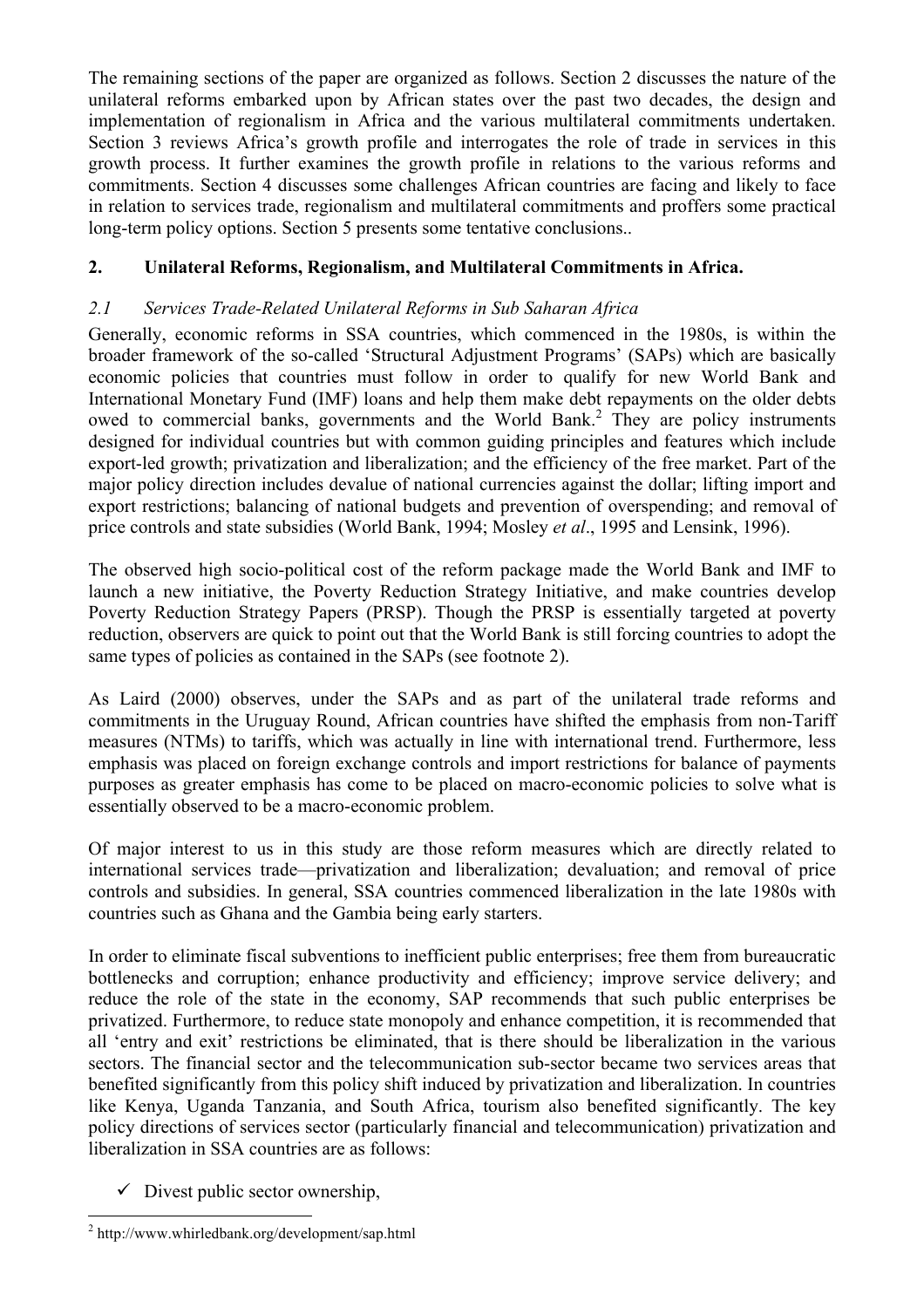The remaining sections of the paper are organized as follows. Section 2 discusses the nature of the unilateral reforms embarked upon by African states over the past two decades, the design and implementation of regionalism in Africa and the various multilateral commitments undertaken. Section 3 reviews Africa's growth profile and interrogates the role of trade in services in this growth process. It further examines the growth profile in relations to the various reforms and commitments. Section 4 discusses some challenges African countries are facing and likely to face in relation to services trade, regionalism and multilateral commitments and proffers some practical long-term policy options. Section 5 presents some tentative conclusions..

## 2. Unilateral Reforms, Regionalism, and Multilateral Commitments in Africa.

### *2.1 Services Trade-Related Unilateral Reforms in Sub Saharan Africa*

Generally, economic reforms in SSA countries, which commenced in the 1980s, is within the broader framework of the so-called 'Structural Adjustment Programs' (SAPs) which are basically economic policies that countries must follow in order to qualify for new World Bank and International Monetary Fund (IMF) loans and help them make debt repayments on the older debts owed to commercial banks, governments and the World Bank.[2] They are policy instruments designed for individual countries but with common guiding principles and features which include export-led growth; privatization and liberalization; and the efficiency of the free market. Part of the major policy direction includes devalue of national currencies against the dollar; lifting import and export restrictions; balancing of national budgets and prevention of overspending; and removal of price controls and state subsidies (World Bank, 1994; Mosley *et al*., 1995 and Lensink, 1996).

The observed high socio-political cost of the reform package made the World Bank and IMF to launch a new initiative, the Poverty Reduction Strategy Initiative, and make countries develop Poverty Reduction Strategy Papers (PRSP). Though the PRSP is essentially targeted at poverty reduction, observers are quick to point out that the World Bank is still forcing countries to adopt the same types of policies as contained in the SAPs (see footnote 2).

As Laird (2000) observes, under the SAPs and as part of the unilateral trade reforms and commitments in the Uruguay Round, African countries have shifted the emphasis from non-Tariff measures (NTMs) to tariffs, which was actually in line with international trend. Furthermore, less emphasis was placed on foreign exchange controls and import restrictions for balance of payments purposes as greater emphasis has come to be placed on macro-economic policies to solve what is essentially observed to be a macro-economic problem.

Of major interest to us in this study are those reform measures which are directly related to international services trade—privatization and liberalization; devaluation; and removal of price controls and subsidies. In general, SSA countries commenced liberalization in the late 1980s with countries such as Ghana and the Gambia being early starters.

In order to eliminate fiscal subventions to inefficient public enterprises; free them from bureaucratic bottlenecks and corruption; enhance productivity and efficiency; improve service delivery; and reduce the role of the state in the economy, SAP recommends that such public enterprises be privatized. Furthermore, to reduce state monopoly and enhance competition, it is recommended that all 'entry and exit' restrictions be eliminated, that is there should be liberalization in the various sectors. The financial sector and the telecommunication sub-sector became two services areas that benefited significantly from this policy shift induced by privatization and liberalization. In countries like Kenya, Uganda Tanzania, and South Africa, tourism also benefited significantly. The key policy directions of services sector (particularly financial and telecommunication) privatization and liberalization in SSA countries are as follows:

- ✓ Divest public sector ownership,

[2] http://www.whirledbank.org/development/sap.html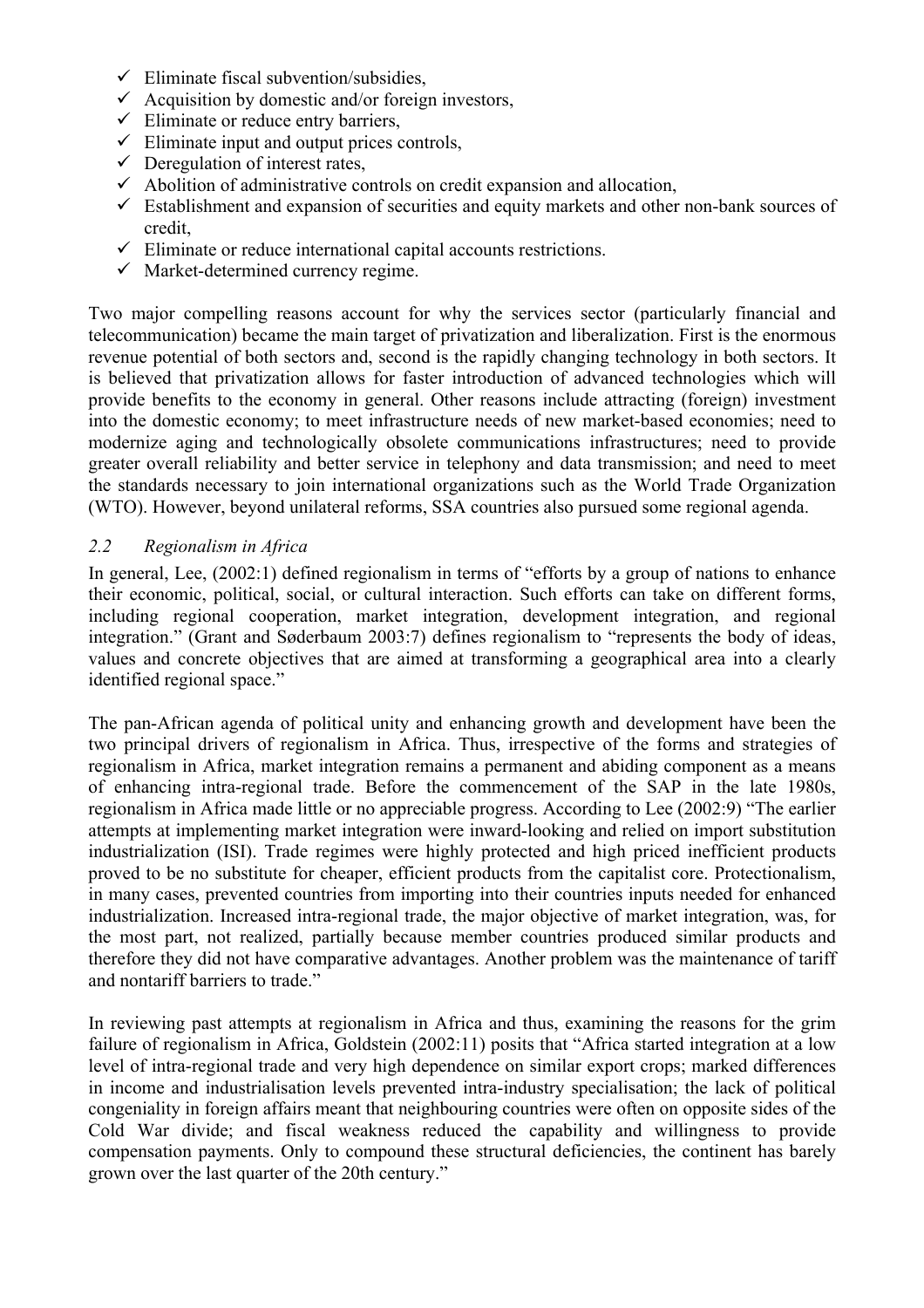- ✓ Eliminate fiscal subvention/subsidies,
- ✓ Acquisition by domestic and/or foreign investors,
- ✓ Eliminate or reduce entry barriers,
- ✓ Eliminate input and output prices controls,
- ✓ Deregulation of interest rates,
- ✓ Abolition of administrative controls on credit expansion and allocation,
- ✓ Establishment and expansion of securities and equity markets and other non-bank sources of credit,
- ✓ Eliminate or reduce international capital accounts restrictions.
- ✓ Market-determined currency regime.

Two major compelling reasons account for why the services sector (particularly financial and telecommunication) became the main target of privatization and liberalization. First is the enormous revenue potential of both sectors and, second is the rapidly changing technology in both sectors. It is believed that privatization allows for faster introduction of advanced technologies which will provide benefits to the economy in general. Other reasons include attracting (foreign) investment into the domestic economy; to meet infrastructure needs of new market-based economies; need to modernize aging and technologically obsolete communications infrastructures; need to provide greater overall reliability and better service in telephony and data transmission; and need to meet the standards necessary to join international organizations such as the World Trade Organization (WTO). However, beyond unilateral reforms, SSA countries also pursued some regional agenda.

### *2.2 Regionalism in Africa*

In general, Lee, (2002:1) defined regionalism in terms of "efforts by a group of nations to enhance their economic, political, social, or cultural interaction. Such efforts can take on different forms, including regional cooperation, market integration, development integration, and regional integration." (Grant and Søderbaum 2003:7) defines regionalism to "represents the body of ideas, values and concrete objectives that are aimed at transforming a geographical area into a clearly identified regional space."

The pan-African agenda of political unity and enhancing growth and development have been the two principal drivers of regionalism in Africa. Thus, irrespective of the forms and strategies of regionalism in Africa, market integration remains a permanent and abiding component as a means of enhancing intra-regional trade. Before the commencement of the SAP in the late 1980s, regionalism in Africa made little or no appreciable progress. According to Lee (2002:9) "The earlier attempts at implementing market integration were inward-looking and relied on import substitution industrialization (ISI). Trade regimes were highly protected and high priced inefficient products proved to be no substitute for cheaper, efficient products from the capitalist core. Protectionalism, in many cases, prevented countries from importing into their countries inputs needed for enhanced industrialization. Increased intra-regional trade, the major objective of market integration, was, for the most part, not realized, partially because member countries produced similar products and therefore they did not have comparative advantages. Another problem was the maintenance of tariff and nontariff barriers to trade."

In reviewing past attempts at regionalism in Africa and thus, examining the reasons for the grim failure of regionalism in Africa, Goldstein (2002:11) posits that "Africa started integration at a low level of intra-regional trade and very high dependence on similar export crops; marked differences in income and industrialisation levels prevented intra-industry specialisation; the lack of political congeniality in foreign affairs meant that neighbouring countries were often on opposite sides of the Cold War divide; and fiscal weakness reduced the capability and willingness to provide compensation payments. Only to compound these structural deficiencies, the continent has barely grown over the last quarter of the 20th century."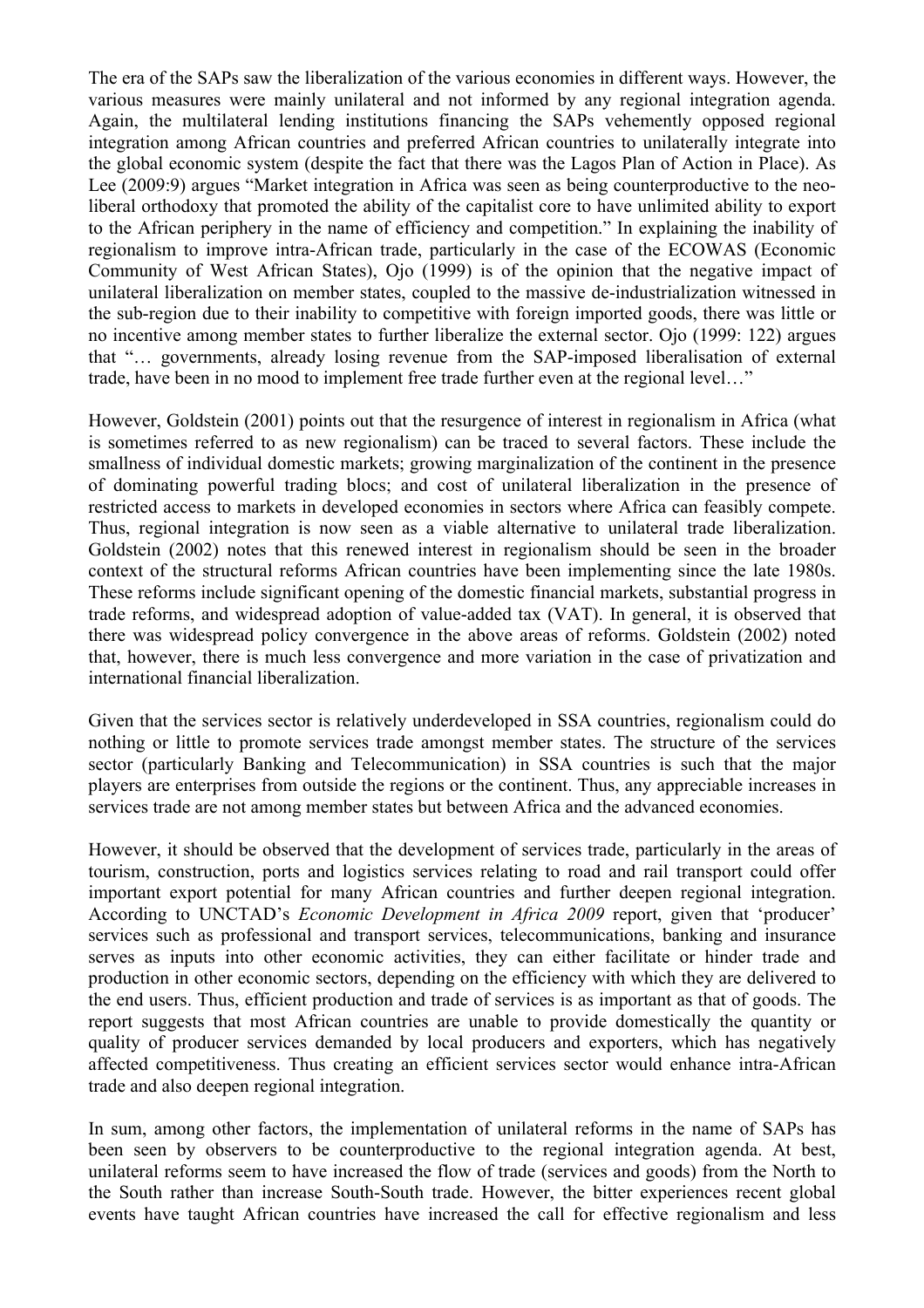The era of the SAPs saw the liberalization of the various economies in different ways. However, the various measures were mainly unilateral and not informed by any regional integration agenda. Again, the multilateral lending institutions financing the SAPs vehemently opposed regional integration among African countries and preferred African countries to unilaterally integrate into the global economic system (despite the fact that there was the Lagos Plan of Action in Place). As Lee (2009:9) argues "Market integration in Africa was seen as being counterproductive to the neo-liberal orthodoxy that promoted the ability of the capitalist core to have unlimited ability to export to the African periphery in the name of efficiency and competition." In explaining the inability of regionalism to improve intra-African trade, particularly in the case of the ECOWAS (Economic Community of West African States), Ojo (1999) is of the opinion that the negative impact of unilateral liberalization on member states, coupled to the massive de-industrialization witnessed in the sub-region due to their inability to competitive with foreign imported goods, there was little or no incentive among member states to further liberalize the external sector. Ojo (1999: 122) argues that "… governments, already losing revenue from the SAP-imposed liberalisation of external trade, have been in no mood to implement free trade further even at the regional level…"

However, Goldstein (2001) points out that the resurgence of interest in regionalism in Africa (what is sometimes referred to as new regionalism) can be traced to several factors. These include the smallness of individual domestic markets; growing marginalization of the continent in the presence of dominating powerful trading blocs; and cost of unilateral liberalization in the presence of restricted access to markets in developed economies in sectors where Africa can feasibly compete. Thus, regional integration is now seen as a viable alternative to unilateral trade liberalization. Goldstein (2002) notes that this renewed interest in regionalism should be seen in the broader context of the structural reforms African countries have been implementing since the late 1980s. These reforms include significant opening of the domestic financial markets, substantial progress in trade reforms, and widespread adoption of value-added tax (VAT). In general, it is observed that there was widespread policy convergence in the above areas of reforms. Goldstein (2002) noted that, however, there is much less convergence and more variation in the case of privatization and international financial liberalization.

Given that the services sector is relatively underdeveloped in SSA countries, regionalism could do nothing or little to promote services trade amongst member states. The structure of the services sector (particularly Banking and Telecommunication) in SSA countries is such that the major players are enterprises from outside the regions or the continent. Thus, any appreciable increases in services trade are not among member states but between Africa and the advanced economies.

However, it should be observed that the development of services trade, particularly in the areas of tourism, construction, ports and logistics services relating to road and rail transport could offer important export potential for many African countries and further deepen regional integration. According to UNCTAD's *Economic Development in Africa 2009* report, given that 'producer' services such as professional and transport services, telecommunications, banking and insurance serves as inputs into other economic activities, they can either facilitate or hinder trade and production in other economic sectors, depending on the efficiency with which they are delivered to the end users. Thus, efficient production and trade of services is as important as that of goods. The report suggests that most African countries are unable to provide domestically the quantity or quality of producer services demanded by local producers and exporters, which has negatively affected competitiveness. Thus creating an efficient services sector would enhance intra-African trade and also deepen regional integration.

In sum, among other factors, the implementation of unilateral reforms in the name of SAPs has been seen by observers to be counterproductive to the regional integration agenda. At best, unilateral reforms seem to have increased the flow of trade (services and goods) from the North to the South rather than increase South-South trade. However, the bitter experiences recent global events have taught African countries have increased the call for effective regionalism and less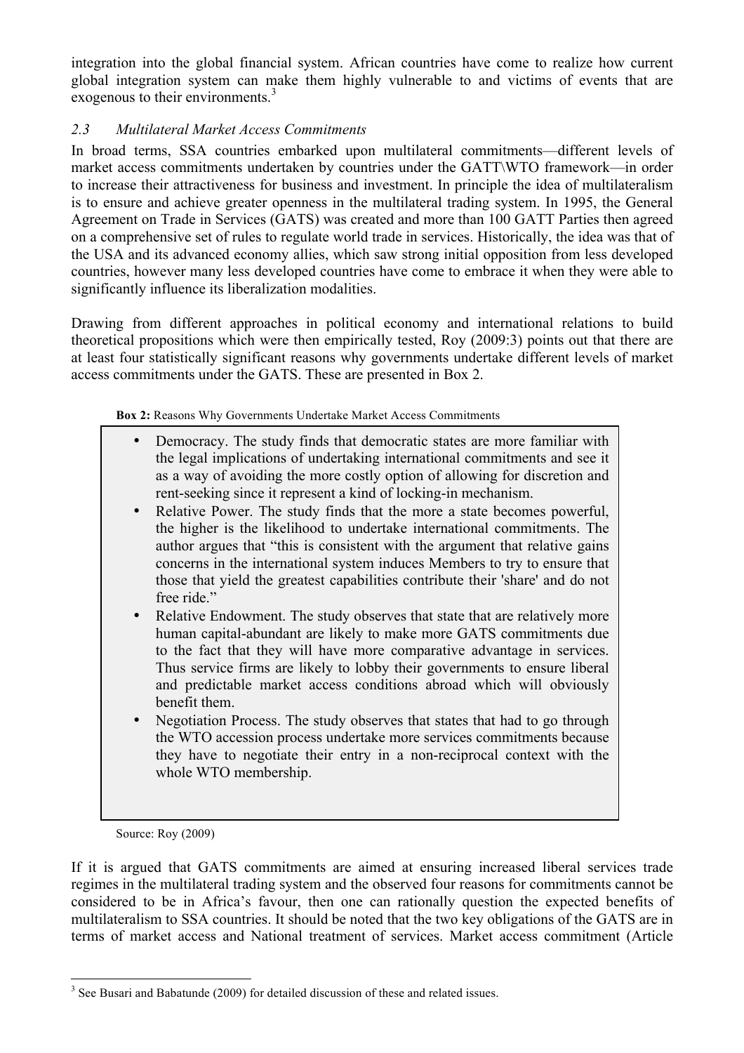integration into the global financial system. African countries have come to realize how current global integration system can make them highly vulnerable to and victims of events that are exogenous to their environments.[3]

### *2.3 Multilateral Market Access Commitments*

In broad terms, SSA countries embarked upon multilateral commitments—different levels of market access commitments undertaken by countries under the GATT\WTO framework—in order to increase their attractiveness for business and investment. In principle the idea of multilateralism is to ensure and achieve greater openness in the multilateral trading system. In 1995, the General Agreement on Trade in Services (GATS) was created and more than 100 GATT Parties then agreed on a comprehensive set of rules to regulate world trade in services. Historically, the idea was that of the USA and its advanced economy allies, which saw strong initial opposition from less developed countries, however many less developed countries have come to embrace it when they were able to significantly influence its liberalization modalities.

Drawing from different approaches in political economy and international relations to build theoretical propositions which were then empirically tested, Roy (2009:3) points out that there are at least four statistically significant reasons why governments undertake different levels of market access commitments under the GATS. These are presented in Box 2.

**Box 2:** Reasons Why Governments Undertake Market Access Commitments

- Democracy. The study finds that democratic states are more familiar with the legal implications of undertaking international commitments and see it as a way of avoiding the more costly option of allowing for discretion and rent-seeking since it represent a kind of locking-in mechanism.
- Relative Power. The study finds that the more a state becomes powerful, the higher is the likelihood to undertake international commitments. The author argues that "this is consistent with the argument that relative gains concerns in the international system induces Members to try to ensure that those that yield the greatest capabilities contribute their 'share' and do not free ride."
- Relative Endowment. The study observes that state that are relatively more human capital-abundant are likely to make more GATS commitments due to the fact that they will have more comparative advantage in services. Thus service firms are likely to lobby their governments to ensure liberal and predictable market access conditions abroad which will obviously benefit them.
- Negotiation Process. The study observes that states that had to go through the WTO accession process undertake more services commitments because they have to negotiate their entry in a non-reciprocal context with the whole WTO membership.

Source: Roy (2009)

If it is argued that GATS commitments are aimed at ensuring increased liberal services trade regimes in the multilateral trading system and the observed four reasons for commitments cannot be considered to be in Africa's favour, then one can rationally question the expected benefits of multilateralism to SSA countries. It should be noted that the two key obligations of the GATS are in terms of market access and National treatment of services. Market access commitment (Article

[3] See Busari and Babatunde (2009) for detailed discussion of these and related issues.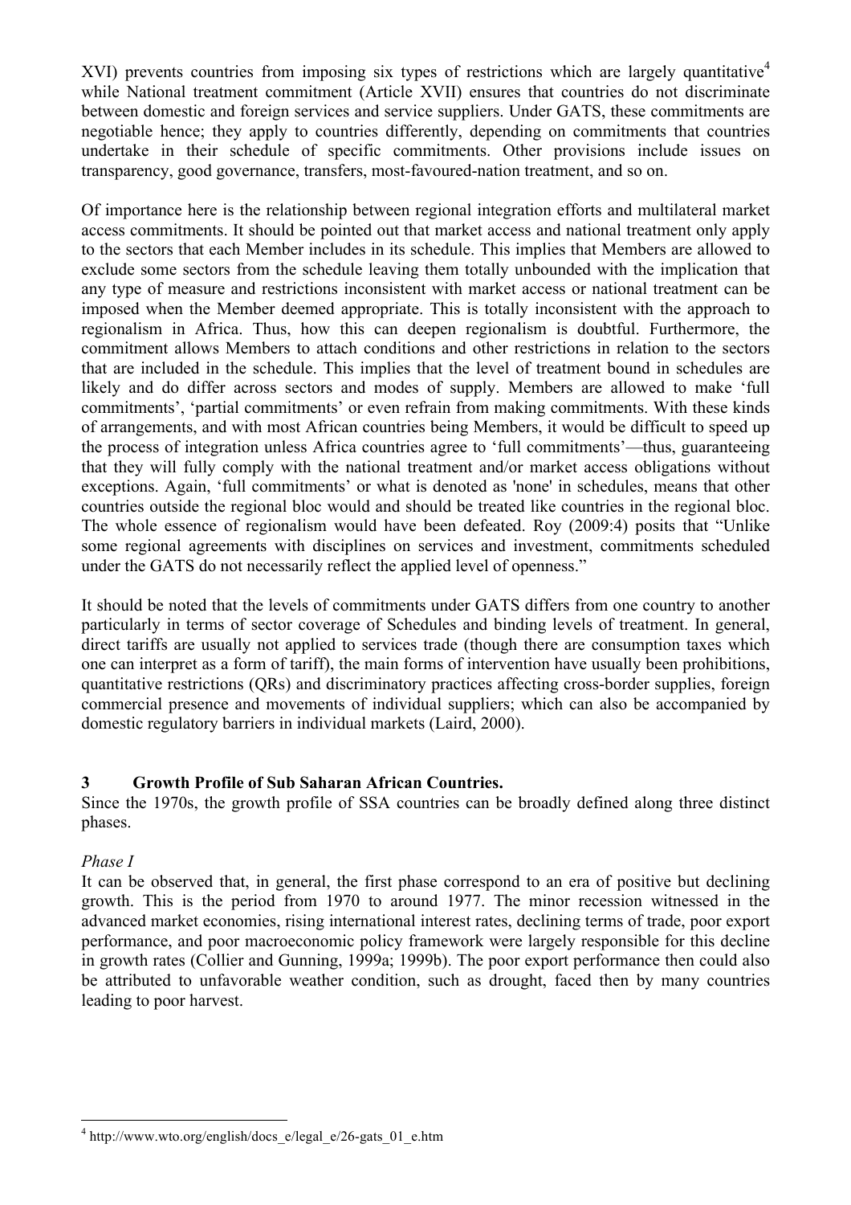XVI) prevents countries from imposing six types of restrictions which are largely quantitative[4] while National treatment commitment (Article XVII) ensures that countries do not discriminate between domestic and foreign services and service suppliers. Under GATS, these commitments are negotiable hence; they apply to countries differently, depending on commitments that countries undertake in their schedule of specific commitments. Other provisions include issues on transparency, good governance, transfers, most-favoured-nation treatment, and so on.

Of importance here is the relationship between regional integration efforts and multilateral market access commitments. It should be pointed out that market access and national treatment only apply to the sectors that each Member includes in its schedule. This implies that Members are allowed to exclude some sectors from the schedule leaving them totally unbounded with the implication that any type of measure and restrictions inconsistent with market access or national treatment can be imposed when the Member deemed appropriate. This is totally inconsistent with the approach to regionalism in Africa. Thus, how this can deepen regionalism is doubtful. Furthermore, the commitment allows Members to attach conditions and other restrictions in relation to the sectors that are included in the schedule. This implies that the level of treatment bound in schedules are likely and do differ across sectors and modes of supply. Members are allowed to make 'full commitments', 'partial commitments' or even refrain from making commitments. With these kinds of arrangements, and with most African countries being Members, it would be difficult to speed up the process of integration unless Africa countries agree to 'full commitments'—thus, guaranteeing that they will fully comply with the national treatment and/or market access obligations without exceptions. Again, 'full commitments' or what is denoted as 'none' in schedules, means that other countries outside the regional bloc would and should be treated like countries in the regional bloc. The whole essence of regionalism would have been defeated. Roy (2009:4) posits that "Unlike some regional agreements with disciplines on services and investment, commitments scheduled under the GATS do not necessarily reflect the applied level of openness."

It should be noted that the levels of commitments under GATS differs from one country to another particularly in terms of sector coverage of Schedules and binding levels of treatment. In general, direct tariffs are usually not applied to services trade (though there are consumption taxes which one can interpret as a form of tariff), the main forms of intervention have usually been prohibitions, quantitative restrictions (QRs) and discriminatory practices affecting cross-border supplies, foreign commercial presence and movements of individual suppliers; which can also be accompanied by domestic regulatory barriers in individual markets (Laird, 2000).

## 3 Growth Profile of Sub Saharan African Countries.

Since the 1970s, the growth profile of SSA countries can be broadly defined along three distinct phases.

*Phase I*

It can be observed that, in general, the first phase correspond to an era of positive but declining growth. This is the period from 1970 to around 1977. The minor recession witnessed in the advanced market economies, rising international interest rates, declining terms of trade, poor export performance, and poor macroeconomic policy framework were largely responsible for this decline in growth rates (Collier and Gunning, 1999a; 1999b). The poor export performance then could also be attributed to unfavorable weather condition, such as drought, faced then by many countries leading to poor harvest.

---

[4] http://www.wto.org/english/docs_e/legal_e/26-gats_01_e.htm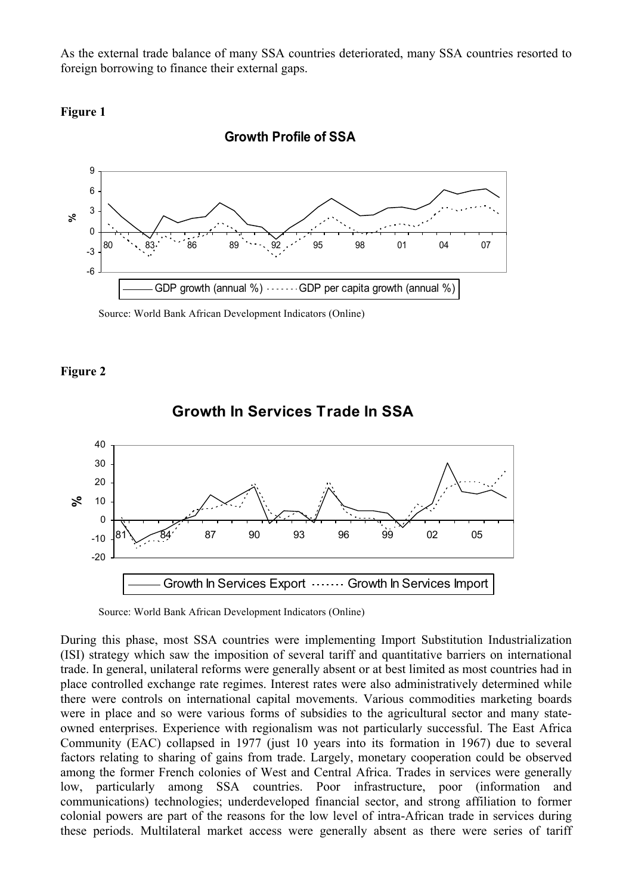As the external trade balance of many SSA countries deteriorated, many SSA countries resorted to foreign borrowing to finance their external gaps.

**Figure 1**

Source: World Bank African Development Indicators (Online)

**Figure 2**

Source: World Bank African Development Indicators (Online)

During this phase, most SSA countries were implementing Import Substitution Industrialization (ISI) strategy which saw the imposition of several tariff and quantitative barriers on international trade. In general, unilateral reforms were generally absent or at best limited as most countries had in place controlled exchange rate regimes. Interest rates were also administratively determined while there were controls on international capital movements. Various commodities marketing boards were in place and so were various forms of subsidies to the agricultural sector and many state-owned enterprises. Experience with regionalism was not particularly successful. The East Africa Community (EAC) collapsed in 1977 (just 10 years into its formation in 1967) due to several factors relating to sharing of gains from trade. Largely, monetary cooperation could be observed among the former French colonies of West and Central Africa. Trades in services were generally low, particularly among SSA countries. Poor infrastructure, poor (information and communications) technologies; underdeveloped financial sector, and strong affiliation to former colonial powers are part of the reasons for the low level of intra-African trade in services during these periods. Multilateral market access were generally absent as there were series of tariff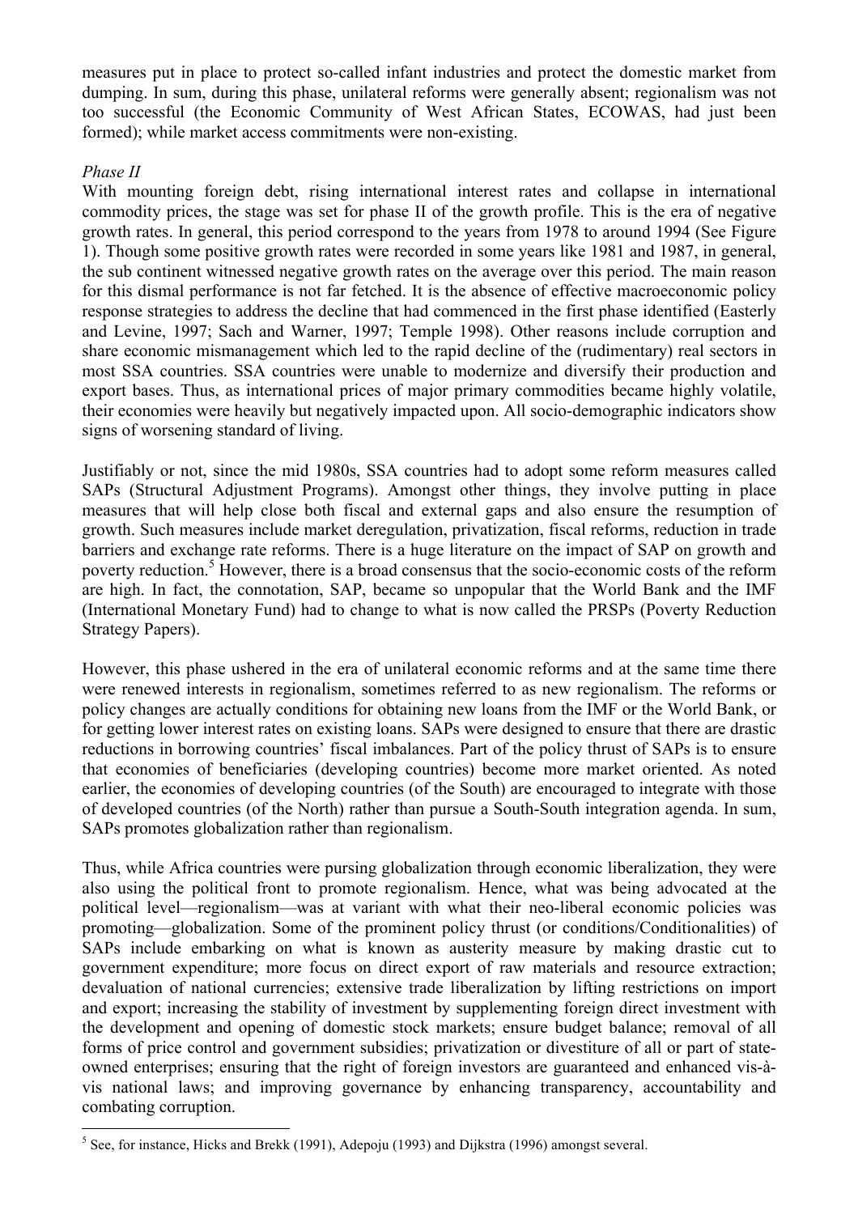measures put in place to protect so-called infant industries and protect the domestic market from dumping. In sum, during this phase, unilateral reforms were generally absent; regionalism was not too successful (the Economic Community of West African States, ECOWAS, had just been formed); while market access commitments were non-existing.

*Phase II*

With mounting foreign debt, rising international interest rates and collapse in international commodity prices, the stage was set for phase II of the growth profile. This is the era of negative growth rates. In general, this period correspond to the years from 1978 to around 1994 (See Figure 1). Though some positive growth rates were recorded in some years like 1981 and 1987, in general, the sub continent witnessed negative growth rates on the average over this period. The main reason for this dismal performance is not far fetched. It is the absence of effective macroeconomic policy response strategies to address the decline that had commenced in the first phase identified (Easterly and Levine, 1997; Sach and Warner, 1997; Temple 1998). Other reasons include corruption and share economic mismanagement which led to the rapid decline of the (rudimentary) real sectors in most SSA countries. SSA countries were unable to modernize and diversify their production and export bases. Thus, as international prices of major primary commodities became highly volatile, their economies were heavily but negatively impacted upon. All socio-demographic indicators show signs of worsening standard of living.

Justifiably or not, since the mid 1980s, SSA countries had to adopt some reform measures called SAPs (Structural Adjustment Programs). Amongst other things, they involve putting in place measures that will help close both fiscal and external gaps and also ensure the resumption of growth. Such measures include market deregulation, privatization, fiscal reforms, reduction in trade barriers and exchange rate reforms. There is a huge literature on the impact of SAP on growth and poverty reduction.[5] However, there is a broad consensus that the socio-economic costs of the reform are high. In fact, the connotation, SAP, became so unpopular that the World Bank and the IMF (International Monetary Fund) had to change to what is now called the PRSPs (Poverty Reduction Strategy Papers).

However, this phase ushered in the era of unilateral economic reforms and at the same time there were renewed interests in regionalism, sometimes referred to as new regionalism. The reforms or policy changes are actually conditions for obtaining new loans from the IMF or the World Bank, or for getting lower interest rates on existing loans. SAPs were designed to ensure that there are drastic reductions in borrowing countries' fiscal imbalances. Part of the policy thrust of SAPs is to ensure that economies of beneficiaries (developing countries) become more market oriented. As noted earlier, the economies of developing countries (of the South) are encouraged to integrate with those of developed countries (of the North) rather than pursue a South-South integration agenda. In sum, SAPs promotes globalization rather than regionalism.

Thus, while Africa countries were pursing globalization through economic liberalization, they were also using the political front to promote regionalism. Hence, what was being advocated at the political level—regionalism—was at variant with what their neo-liberal economic policies was promoting—globalization. Some of the prominent policy thrust (or conditions/Conditionalities) of SAPs include embarking on what is known as austerity measure by making drastic cut to government expenditure; more focus on direct export of raw materials and resource extraction; devaluation of national currencies; extensive trade liberalization by lifting restrictions on import and export; increasing the stability of investment by supplementing foreign direct investment with the development and opening of domestic stock markets; ensure budget balance; removal of all forms of price control and government subsidies; privatization or divestiture of all or part of state-owned enterprises; ensuring that the right of foreign investors are guaranteed and enhanced vis-à-vis national laws; and improving governance by enhancing transparency, accountability and combating corruption.

---

[5] See, for instance, Hicks and Brekk (1991), Adepoju (1993) and Dijkstra (1996) amongst several.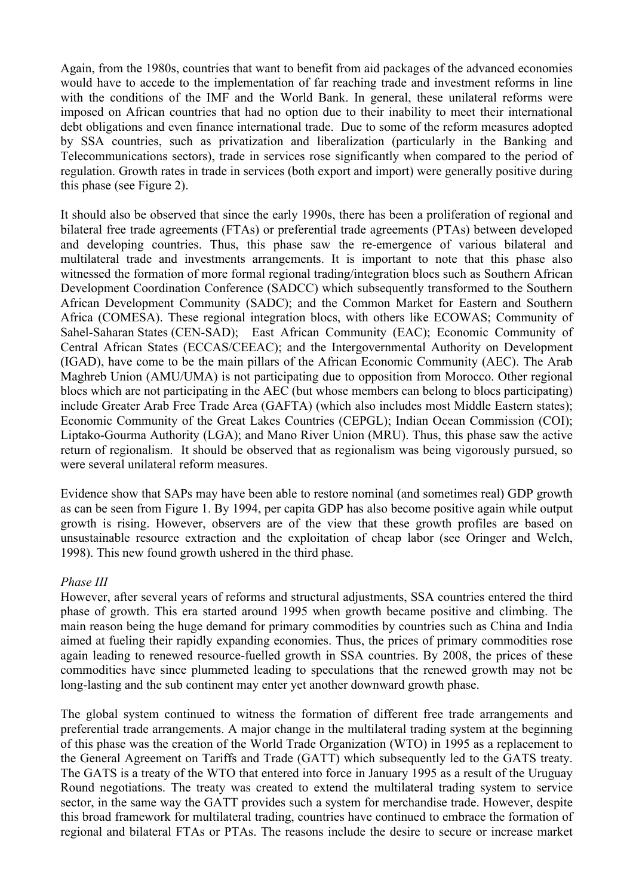Again, from the 1980s, countries that want to benefit from aid packages of the advanced economies would have to accede to the implementation of far reaching trade and investment reforms in line with the conditions of the IMF and the World Bank. In general, these unilateral reforms were imposed on African countries that had no option due to their inability to meet their international debt obligations and even finance international trade. Due to some of the reform measures adopted by SSA countries, such as privatization and liberalization (particularly in the Banking and Telecommunications sectors), trade in services rose significantly when compared to the period of regulation. Growth rates in trade in services (both export and import) were generally positive during this phase (see Figure 2).

It should also be observed that since the early 1990s, there has been a proliferation of regional and bilateral free trade agreements (FTAs) or preferential trade agreements (PTAs) between developed and developing countries. Thus, this phase saw the re-emergence of various bilateral and multilateral trade and investments arrangements. It is important to note that this phase also witnessed the formation of more formal regional trading/integration blocs such as Southern African Development Coordination Conference (SADCC) which subsequently transformed to the Southern African Development Community (SADC); and the Common Market for Eastern and Southern Africa (COMESA). These regional integration blocs, with others like ECOWAS; Community of Sahel-Saharan States (CEN-SAD); East African Community (EAC); Economic Community of Central African States (ECCAS/CEEAC); and the Intergovernmental Authority on Development (IGAD), have come to be the main pillars of the African Economic Community (AEC). The Arab Maghreb Union (AMU/UMA) is not participating due to opposition from Morocco. Other regional blocs which are not participating in the AEC (but whose members can belong to blocs participating) include Greater Arab Free Trade Area (GAFTA) (which also includes most Middle Eastern states); Economic Community of the Great Lakes Countries (CEPGL); Indian Ocean Commission (COI); Liptako-Gourma Authority (LGA); and Mano River Union (MRU). Thus, this phase saw the active return of regionalism. It should be observed that as regionalism was being vigorously pursued, so were several unilateral reform measures.

Evidence show that SAPs may have been able to restore nominal (and sometimes real) GDP growth as can be seen from Figure 1. By 1994, per capita GDP has also become positive again while output growth is rising. However, observers are of the view that these growth profiles are based on unsustainable resource extraction and the exploitation of cheap labor (see Oringer and Welch, 1998). This new found growth ushered in the third phase.

*Phase III*

However, after several years of reforms and structural adjustments, SSA countries entered the third phase of growth. This era started around 1995 when growth became positive and climbing. The main reason being the huge demand for primary commodities by countries such as China and India aimed at fueling their rapidly expanding economies. Thus, the prices of primary commodities rose again leading to renewed resource-fuelled growth in SSA countries. By 2008, the prices of these commodities have since plummeted leading to speculations that the renewed growth may not be long-lasting and the sub continent may enter yet another downward growth phase.

The global system continued to witness the formation of different free trade arrangements and preferential trade arrangements. A major change in the multilateral trading system at the beginning of this phase was the creation of the World Trade Organization (WTO) in 1995 as a replacement to the General Agreement on Tariffs and Trade (GATT) which subsequently led to the GATS treaty. The GATS is a treaty of the WTO that entered into force in January 1995 as a result of the Uruguay Round negotiations. The treaty was created to extend the multilateral trading system to service sector, in the same way the GATT provides such a system for merchandise trade. However, despite this broad framework for multilateral trading, countries have continued to embrace the formation of regional and bilateral FTAs or PTAs. The reasons include the desire to secure or increase market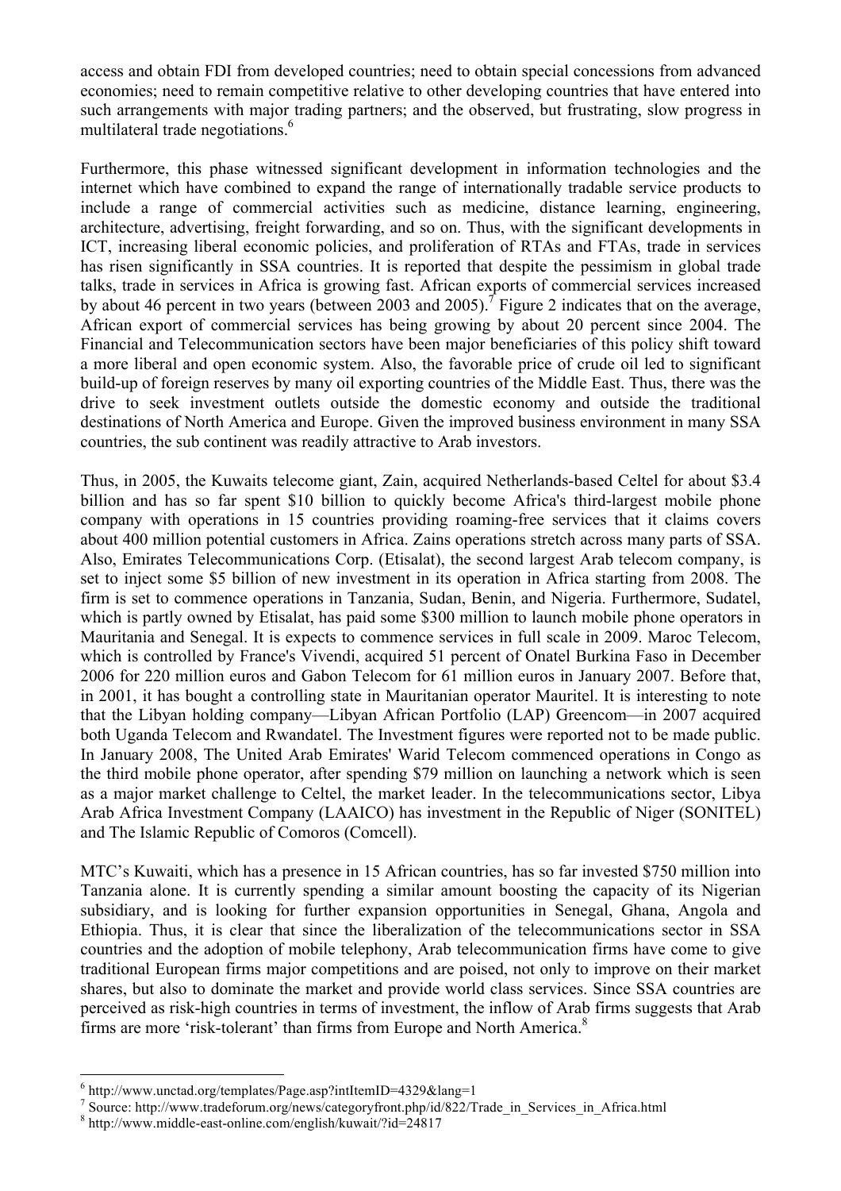access and obtain FDI from developed countries; need to obtain special concessions from advanced economies; need to remain competitive relative to other developing countries that have entered into such arrangements with major trading partners; and the observed, but frustrating, slow progress in multilateral trade negotiations.[6]

Furthermore, this phase witnessed significant development in information technologies and the internet which have combined to expand the range of internationally tradable service products to include a range of commercial activities such as medicine, distance learning, engineering, architecture, advertising, freight forwarding, and so on. Thus, with the significant developments in ICT, increasing liberal economic policies, and proliferation of RTAs and FTAs, trade in services has risen significantly in SSA countries. It is reported that despite the pessimism in global trade talks, trade in services in Africa is growing fast. African exports of commercial services increased by about 46 percent in two years (between 2003 and 2005).[7] Figure 2 indicates that on the average, African export of commercial services has being growing by about 20 percent since 2004. The Financial and Telecommunication sectors have been major beneficiaries of this policy shift toward a more liberal and open economic system. Also, the favorable price of crude oil led to significant build-up of foreign reserves by many oil exporting countries of the Middle East. Thus, there was the drive to seek investment outlets outside the domestic economy and outside the traditional destinations of North America and Europe. Given the improved business environment in many SSA countries, the sub continent was readily attractive to Arab investors.

Thus, in 2005, the Kuwaits telecome giant, Zain, acquired Netherlands-based Celtel for about $3.4 billion and has so far spent $10 billion to quickly become Africa's third-largest mobile phone company with operations in 15 countries providing roaming-free services that it claims covers about 400 million potential customers in Africa. Zains operations stretch across many parts of SSA. Also, Emirates Telecommunications Corp. (Etisalat), the second largest Arab telecom company, is set to inject some $5 billion of new investment in its operation in Africa starting from 2008. The firm is set to commence operations in Tanzania, Sudan, Benin, and Nigeria. Furthermore, Sudatel, which is partly owned by Etisalat, has paid some $300 million to launch mobile phone operators in Mauritania and Senegal. It is expects to commence services in full scale in 2009. Maroc Telecom, which is controlled by France's Vivendi, acquired 51 percent of Onatel Burkina Faso in December 2006 for 220 million euros and Gabon Telecom for 61 million euros in January 2007. Before that, in 2001, it has bought a controlling state in Mauritanian operator Mauritel. It is interesting to note that the Libyan holding company—Libyan African Portfolio (LAP) Greencom—in 2007 acquired both Uganda Telecom and Rwandatel. The Investment figures were reported not to be made public. In January 2008, The United Arab Emirates' Warid Telecom commenced operations in Congo as the third mobile phone operator, after spending $79 million on launching a network which is seen as a major market challenge to Celtel, the market leader. In the telecommunications sector, Libya Arab Africa Investment Company (LAAICO) has investment in the Republic of Niger (SONITEL) and The Islamic Republic of Comoros (Comcell).

MTC's Kuwaiti, which has a presence in 15 African countries, has so far invested $750 million into Tanzania alone. It is currently spending a similar amount boosting the capacity of its Nigerian subsidiary, and is looking for further expansion opportunities in Senegal, Ghana, Angola and Ethiopia. Thus, it is clear that since the liberalization of the telecommunications sector in SSA countries and the adoption of mobile telephony, Arab telecommunication firms have come to give traditional European firms major competitions and are poised, not only to improve on their market shares, but also to dominate the market and provide world class services. Since SSA countries are perceived as risk-high countries in terms of investment, the inflow of Arab firms suggests that Arab firms are more 'risk-tolerant' than firms from Europe and North America.[8]

---

[6] http://www.unctad.org/templates/Page.asp?intItemID=4329&lang=1

[7] Source: http://www.tradeforum.org/news/categoryfront.php/id/822/Trade_in_Services_in_Africa.html

[8] http://www.middle-east-online.com/english/kuwait/?id=24817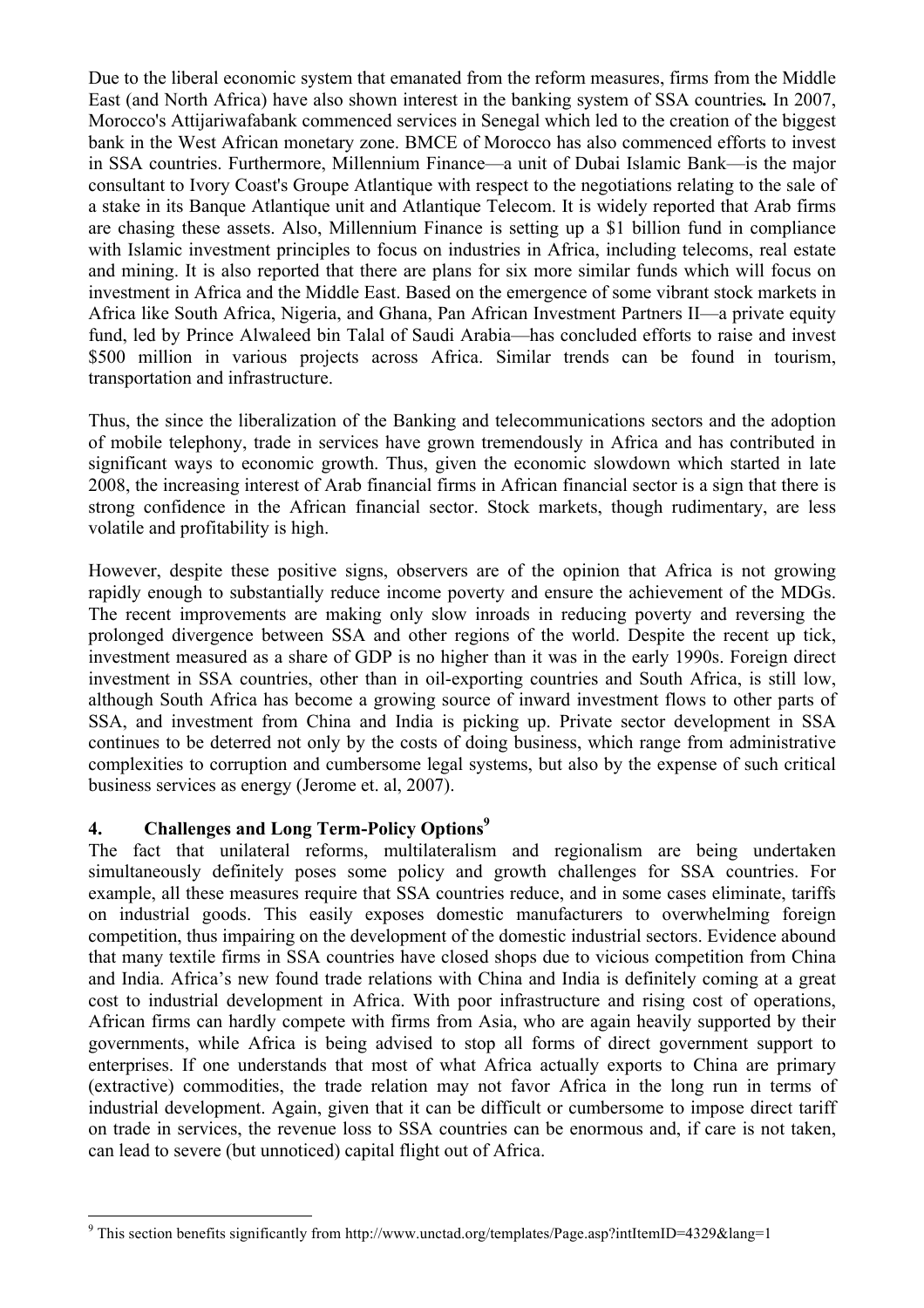Due to the liberal economic system that emanated from the reform measures, firms from the Middle East (and North Africa) have also shown interest in the banking system of SSA countries**.** In 2007, Morocco's Attijariwafabank commenced services in Senegal which led to the creation of the biggest bank in the West African monetary zone. BMCE of Morocco has also commenced efforts to invest in SSA countries. Furthermore, Millennium Finance—a unit of Dubai Islamic Bank—is the major consultant to Ivory Coast's Groupe Atlantique with respect to the negotiations relating to the sale of a stake in its Banque Atlantique unit and Atlantique Telecom. It is widely reported that Arab firms are chasing these assets. Also, Millennium Finance is setting up a $1 billion fund in compliance with Islamic investment principles to focus on industries in Africa, including telecoms, real estate and mining. It is also reported that there are plans for six more similar funds which will focus on investment in Africa and the Middle East. Based on the emergence of some vibrant stock markets in Africa like South Africa, Nigeria, and Ghana, Pan African Investment Partners II—a private equity fund, led by Prince Alwaleed bin Talal of Saudi Arabia—has concluded efforts to raise and invest $500 million in various projects across Africa. Similar trends can be found in tourism, transportation and infrastructure.

Thus, the since the liberalization of the Banking and telecommunications sectors and the adoption of mobile telephony, trade in services have grown tremendously in Africa and has contributed in significant ways to economic growth. Thus, given the economic slowdown which started in late 2008, the increasing interest of Arab financial firms in African financial sector is a sign that there is strong confidence in the African financial sector. Stock markets, though rudimentary, are less volatile and profitability is high.

However, despite these positive signs, observers are of the opinion that Africa is not growing rapidly enough to substantially reduce income poverty and ensure the achievement of the MDGs. The recent improvements are making only slow inroads in reducing poverty and reversing the prolonged divergence between SSA and other regions of the world. Despite the recent up tick, investment measured as a share of GDP is no higher than it was in the early 1990s. Foreign direct investment in SSA countries, other than in oil-exporting countries and South Africa, is still low, although South Africa has become a growing source of inward investment flows to other parts of SSA, and investment from China and India is picking up. Private sector development in SSA continues to be deterred not only by the costs of doing business, which range from administrative complexities to corruption and cumbersome legal systems, but also by the expense of such critical business services as energy (Jerome et. al, 2007).

## 4. Challenges and Long Term-Policy Options[9]

The fact that unilateral reforms, multilateralism and regionalism are being undertaken simultaneously definitely poses some policy and growth challenges for SSA countries. For example, all these measures require that SSA countries reduce, and in some cases eliminate, tariffs on industrial goods. This easily exposes domestic manufacturers to overwhelming foreign competition, thus impairing on the development of the domestic industrial sectors. Evidence abound that many textile firms in SSA countries have closed shops due to vicious competition from China and India. Africa's new found trade relations with China and India is definitely coming at a great cost to industrial development in Africa. With poor infrastructure and rising cost of operations, African firms can hardly compete with firms from Asia, who are again heavily supported by their governments, while Africa is being advised to stop all forms of direct government support to enterprises. If one understands that most of what Africa actually exports to China are primary (extractive) commodities, the trade relation may not favor Africa in the long run in terms of industrial development. Again, given that it can be difficult or cumbersome to impose direct tariff on trade in services, the revenue loss to SSA countries can be enormous and, if care is not taken, can lead to severe (but unnoticed) capital flight out of Africa.

---

[9] This section benefits significantly from http://www.unctad.org/templates/Page.asp?intItemID=4329&lang=1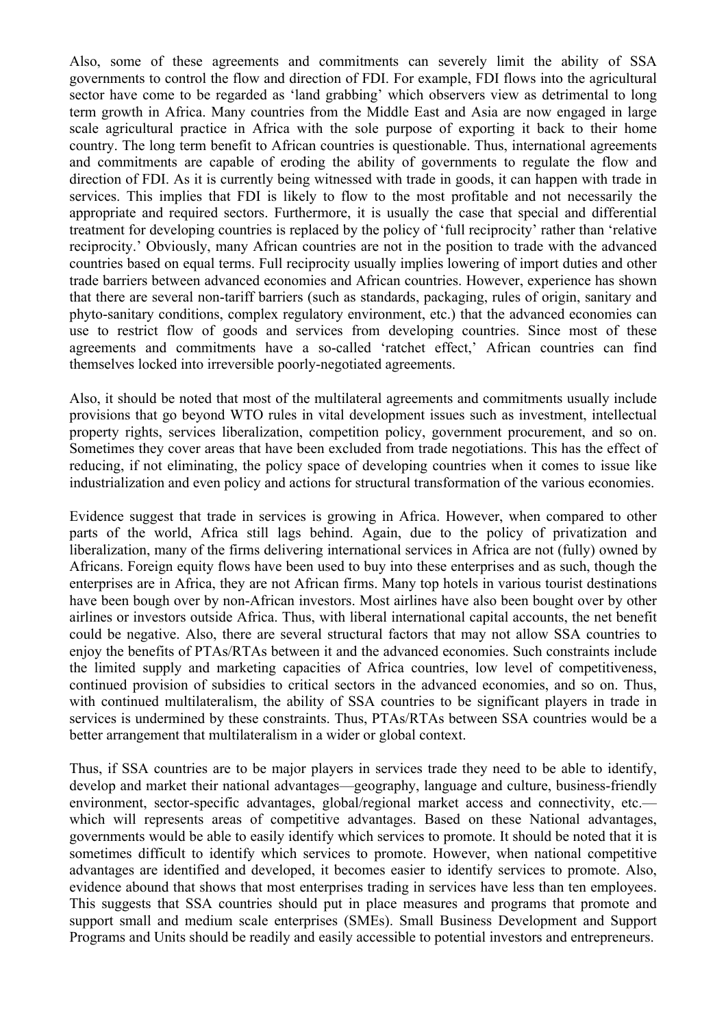Also, some of these agreements and commitments can severely limit the ability of SSA governments to control the flow and direction of FDI. For example, FDI flows into the agricultural sector have come to be regarded as 'land grabbing' which observers view as detrimental to long term growth in Africa. Many countries from the Middle East and Asia are now engaged in large scale agricultural practice in Africa with the sole purpose of exporting it back to their home country. The long term benefit to African countries is questionable. Thus, international agreements and commitments are capable of eroding the ability of governments to regulate the flow and direction of FDI. As it is currently being witnessed with trade in goods, it can happen with trade in services. This implies that FDI is likely to flow to the most profitable and not necessarily the appropriate and required sectors. Furthermore, it is usually the case that special and differential treatment for developing countries is replaced by the policy of 'full reciprocity' rather than 'relative reciprocity.' Obviously, many African countries are not in the position to trade with the advanced countries based on equal terms. Full reciprocity usually implies lowering of import duties and other trade barriers between advanced economies and African countries. However, experience has shown that there are several non-tariff barriers (such as standards, packaging, rules of origin, sanitary and phyto-sanitary conditions, complex regulatory environment, etc.) that the advanced economies can use to restrict flow of goods and services from developing countries. Since most of these agreements and commitments have a so-called 'ratchet effect,' African countries can find themselves locked into irreversible poorly-negotiated agreements.

Also, it should be noted that most of the multilateral agreements and commitments usually include provisions that go beyond WTO rules in vital development issues such as investment, intellectual property rights, services liberalization, competition policy, government procurement, and so on. Sometimes they cover areas that have been excluded from trade negotiations. This has the effect of reducing, if not eliminating, the policy space of developing countries when it comes to issue like industrialization and even policy and actions for structural transformation of the various economies.

Evidence suggest that trade in services is growing in Africa. However, when compared to other parts of the world, Africa still lags behind. Again, due to the policy of privatization and liberalization, many of the firms delivering international services in Africa are not (fully) owned by Africans. Foreign equity flows have been used to buy into these enterprises and as such, though the enterprises are in Africa, they are not African firms. Many top hotels in various tourist destinations have been bough over by non-African investors. Most airlines have also been bought over by other airlines or investors outside Africa. Thus, with liberal international capital accounts, the net benefit could be negative. Also, there are several structural factors that may not allow SSA countries to enjoy the benefits of PTAs/RTAs between it and the advanced economies. Such constraints include the limited supply and marketing capacities of Africa countries, low level of competitiveness, continued provision of subsidies to critical sectors in the advanced economies, and so on. Thus, with continued multilateralism, the ability of SSA countries to be significant players in trade in services is undermined by these constraints. Thus, PTAs/RTAs between SSA countries would be a better arrangement that multilateralism in a wider or global context.

Thus, if SSA countries are to be major players in services trade they need to be able to identify, develop and market their national advantages—geography, language and culture, business-friendly environment, sector-specific advantages, global/regional market access and connectivity, etc.—which will represents areas of competitive advantages. Based on these National advantages, governments would be able to easily identify which services to promote. It should be noted that it is sometimes difficult to identify which services to promote. However, when national competitive advantages are identified and developed, it becomes easier to identify services to promote. Also, evidence abound that shows that most enterprises trading in services have less than ten employees. This suggests that SSA countries should put in place measures and programs that promote and support small and medium scale enterprises (SMEs). Small Business Development and Support Programs and Units should be readily and easily accessible to potential investors and entrepreneurs.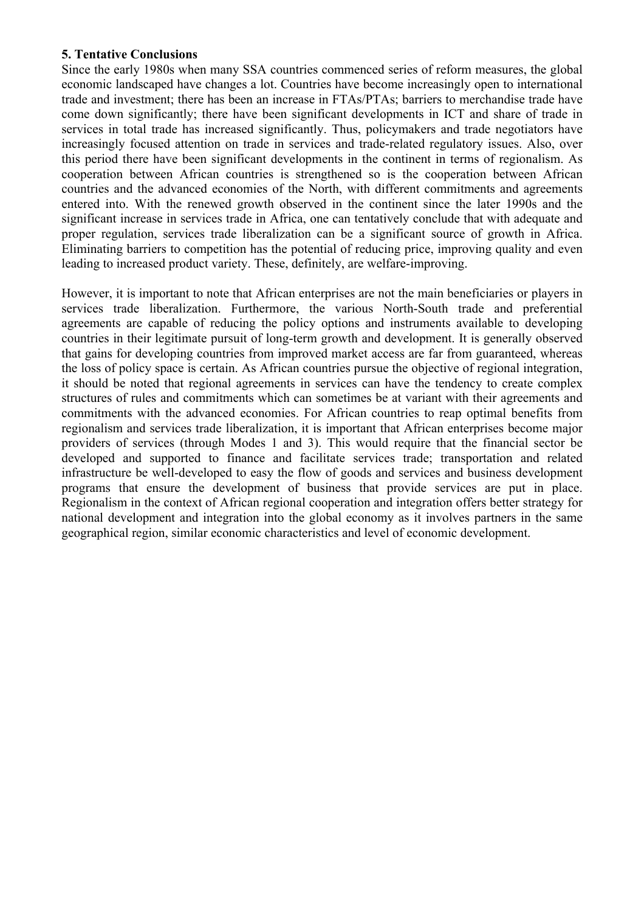**5. Tentative Conclusions**

Since the early 1980s when many SSA countries commenced series of reform measures, the global economic landscaped have changes a lot. Countries have become increasingly open to international trade and investment; there has been an increase in FTAs/PTAs; barriers to merchandise trade have come down significantly; there have been significant developments in ICT and share of trade in services in total trade has increased significantly. Thus, policymakers and trade negotiators have increasingly focused attention on trade in services and trade-related regulatory issues. Also, over this period there have been significant developments in the continent in terms of regionalism. As cooperation between African countries is strengthened so is the cooperation between African countries and the advanced economies of the North, with different commitments and agreements entered into. With the renewed growth observed in the continent since the later 1990s and the significant increase in services trade in Africa, one can tentatively conclude that with adequate and proper regulation, services trade liberalization can be a significant source of growth in Africa. Eliminating barriers to competition has the potential of reducing price, improving quality and even leading to increased product variety. These, definitely, are welfare-improving.

However, it is important to note that African enterprises are not the main beneficiaries or players in services trade liberalization. Furthermore, the various North-South trade and preferential agreements are capable of reducing the policy options and instruments available to developing countries in their legitimate pursuit of long-term growth and development. It is generally observed that gains for developing countries from improved market access are far from guaranteed, whereas the loss of policy space is certain. As African countries pursue the objective of regional integration, it should be noted that regional agreements in services can have the tendency to create complex structures of rules and commitments which can sometimes be at variant with their agreements and commitments with the advanced economies. For African countries to reap optimal benefits from regionalism and services trade liberalization, it is important that African enterprises become major providers of services (through Modes 1 and 3). This would require that the financial sector be developed and supported to finance and facilitate services trade; transportation and related infrastructure be well-developed to easy the flow of goods and services and business development programs that ensure the development of business that provide services are put in place. Regionalism in the context of African regional cooperation and integration offers better strategy for national development and integration into the global economy as it involves partners in the same geographical region, similar economic characteristics and level of economic development.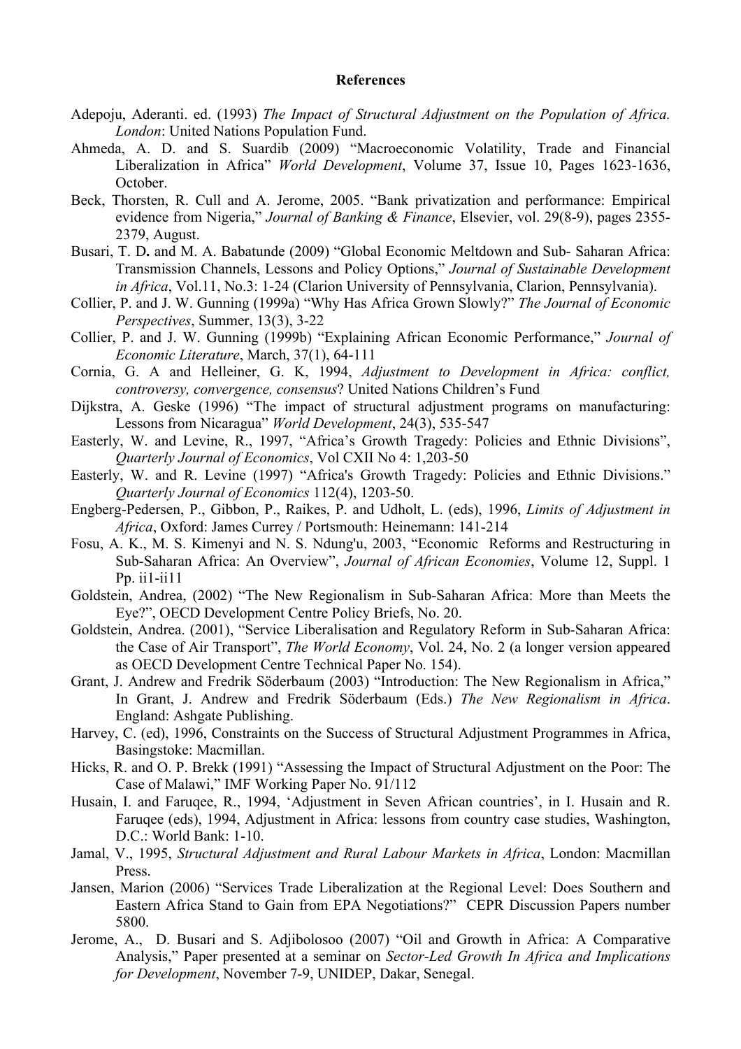# References

Adepoju, Aderanti. ed. (1993) *The Impact of Structural Adjustment on the Population of Africa. London*: United Nations Population Fund.

Ahmeda, A. D. and S. Suardib (2009) "Macroeconomic Volatility, Trade and Financial Liberalization in Africa" *World Development*, Volume 37, Issue 10, Pages 1623-1636, October.

Beck, Thorsten, R. Cull and A. Jerome, 2005. "Bank privatization and performance: Empirical evidence from Nigeria," *Journal of Banking & Finance*, Elsevier, vol. 29(8-9), pages 2355-2379, August.

Busari, T. D**.** and M. A. Babatunde (2009) "Global Economic Meltdown and Sub- Saharan Africa: Transmission Channels, Lessons and Policy Options," *Journal of Sustainable Development in Africa*, Vol.11, No.3: 1-24 (Clarion University of Pennsylvania, Clarion, Pennsylvania).

Collier, P. and J. W. Gunning (1999a) "Why Has Africa Grown Slowly?" *The Journal of Economic Perspectives*, Summer, 13(3), 3-22

Collier, P. and J. W. Gunning (1999b) "Explaining African Economic Performance," *Journal of Economic Literature*, March, 37(1), 64-111

Cornia, G. A and Helleiner, G. K, 1994, *Adjustment to Development in Africa: conflict, controversy, convergence, consensus*? United Nations Children's Fund

Dijkstra, A. Geske (1996) "The impact of structural adjustment programs on manufacturing: Lessons from Nicaragua" *World Development*, 24(3), 535-547

Easterly, W. and Levine, R., 1997, "Africa's Growth Tragedy: Policies and Ethnic Divisions", *Quarterly Journal of Economics*, Vol CXII No 4: 1,203-50

Easterly, W. and R. Levine (1997) "Africa's Growth Tragedy: Policies and Ethnic Divisions." *Quarterly Journal of Economics* 112(4), 1203-50.

Engberg-Pedersen, P., Gibbon, P., Raikes, P. and Udholt, L. (eds), 1996, *Limits of Adjustment in Africa*, Oxford: James Currey / Portsmouth: Heinemann: 141-214

Fosu, A. K., M. S. Kimenyi and N. S. Ndung'u, 2003, "Economic Reforms and Restructuring in Sub-Saharan Africa: An Overview", *Journal of African Economies*, Volume 12, Suppl. 1 Pp. ii1-ii11

Goldstein, Andrea, (2002) "The New Regionalism in Sub-Saharan Africa: More than Meets the Eye?", OECD Development Centre Policy Briefs, No. 20.

Goldstein, Andrea. (2001), "Service Liberalisation and Regulatory Reform in Sub-Saharan Africa: the Case of Air Transport", *The World Economy*, Vol. 24, No. 2 (a longer version appeared as OECD Development Centre Technical Paper No. 154).

Grant, J. Andrew and Fredrik Söderbaum (2003) "Introduction: The New Regionalism in Africa," In Grant, J. Andrew and Fredrik Söderbaum (Eds.) *The New Regionalism in Africa*. England: Ashgate Publishing.

Harvey, C. (ed), 1996, Constraints on the Success of Structural Adjustment Programmes in Africa, Basingstoke: Macmillan.

Hicks, R. and O. P. Brekk (1991) "Assessing the Impact of Structural Adjustment on the Poor: The Case of Malawi," IMF Working Paper No. 91/112

Husain, I. and Faruqee, R., 1994, 'Adjustment in Seven African countries', in I. Husain and R. Faruqee (eds), 1994, Adjustment in Africa: lessons from country case studies, Washington, D.C.: World Bank: 1-10.

Jamal, V., 1995, *Structural Adjustment and Rural Labour Markets in Africa*, London: Macmillan Press.

Jansen, Marion (2006) "Services Trade Liberalization at the Regional Level: Does Southern and Eastern Africa Stand to Gain from EPA Negotiations?" CEPR Discussion Papers number 5800.

Jerome, A., D. Busari and S. Adjibolosoo (2007) "Oil and Growth in Africa: A Comparative Analysis," Paper presented at a seminar on *Sector-Led Growth In Africa and Implications for Development*, November 7-9, UNIDEP, Dakar, Senegal.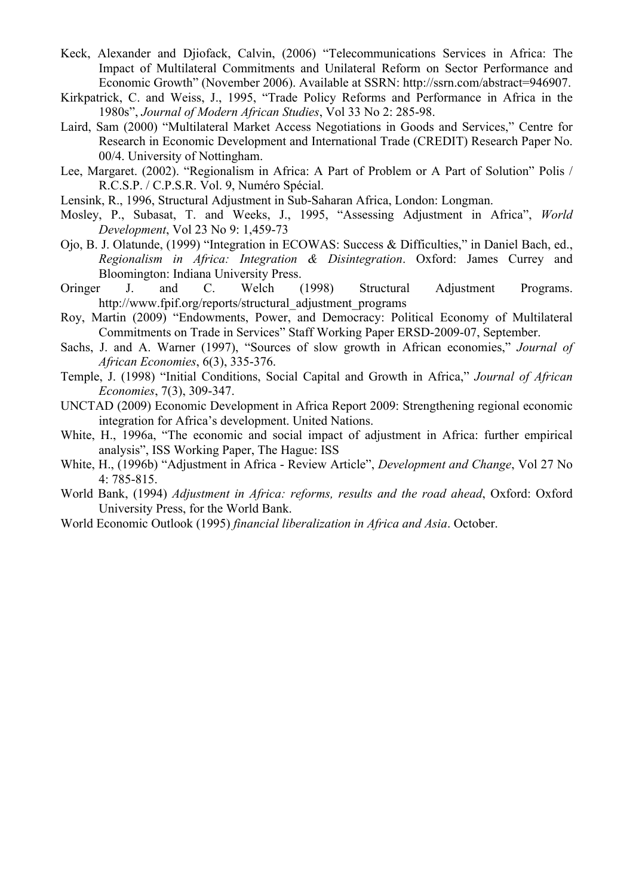Keck, Alexander and Djiofack, Calvin, (2006) "Telecommunications Services in Africa: The Impact of Multilateral Commitments and Unilateral Reform on Sector Performance and Economic Growth" (November 2006). Available at SSRN: http://ssrn.com/abstract=946907.

Kirkpatrick, C. and Weiss, J., 1995, "Trade Policy Reforms and Performance in Africa in the 1980s", *Journal of Modern African Studies*, Vol 33 No 2: 285-98.

Laird, Sam (2000) "Multilateral Market Access Negotiations in Goods and Services," Centre for Research in Economic Development and International Trade (CREDIT) Research Paper No. 00/4. University of Nottingham.

Lee, Margaret. (2002). "Regionalism in Africa: A Part of Problem or A Part of Solution" Polis / R.C.S.P. / C.P.S.R. Vol. 9, Numéro Spécial.

Lensink, R., 1996, Structural Adjustment in Sub-Saharan Africa, London: Longman.

Mosley, P., Subasat, T. and Weeks, J., 1995, "Assessing Adjustment in Africa", *World Development*, Vol 23 No 9: 1,459-73

Ojo, B. J. Olatunde, (1999) "Integration in ECOWAS: Success & Difficulties," in Daniel Bach, ed., *Regionalism in Africa: Integration & Disintegration*. Oxford: James Currey and Bloomington: Indiana University Press.

Oringer J. and C. Welch (1998) Structural Adjustment Programs. http://www.fpif.org/reports/structural_adjustment_programs

Roy, Martin (2009) "Endowments, Power, and Democracy: Political Economy of Multilateral Commitments on Trade in Services" Staff Working Paper ERSD-2009-07, September.

Sachs, J. and A. Warner (1997), "Sources of slow growth in African economies," *Journal of African Economies*, 6(3), 335-376.

Temple, J. (1998) "Initial Conditions, Social Capital and Growth in Africa," *Journal of African Economies*, 7(3), 309-347.

UNCTAD (2009) Economic Development in Africa Report 2009: Strengthening regional economic integration for Africa's development. United Nations.

White, H., 1996a, "The economic and social impact of adjustment in Africa: further empirical analysis", ISS Working Paper, The Hague: ISS

White, H., (1996b) "Adjustment in Africa - Review Article", *Development and Change*, Vol 27 No 4: 785-815.

World Bank, (1994) *Adjustment in Africa: reforms, results and the road ahead*, Oxford: Oxford University Press, for the World Bank.

World Economic Outlook (1995) *financial liberalization in Africa and Asia*. October.